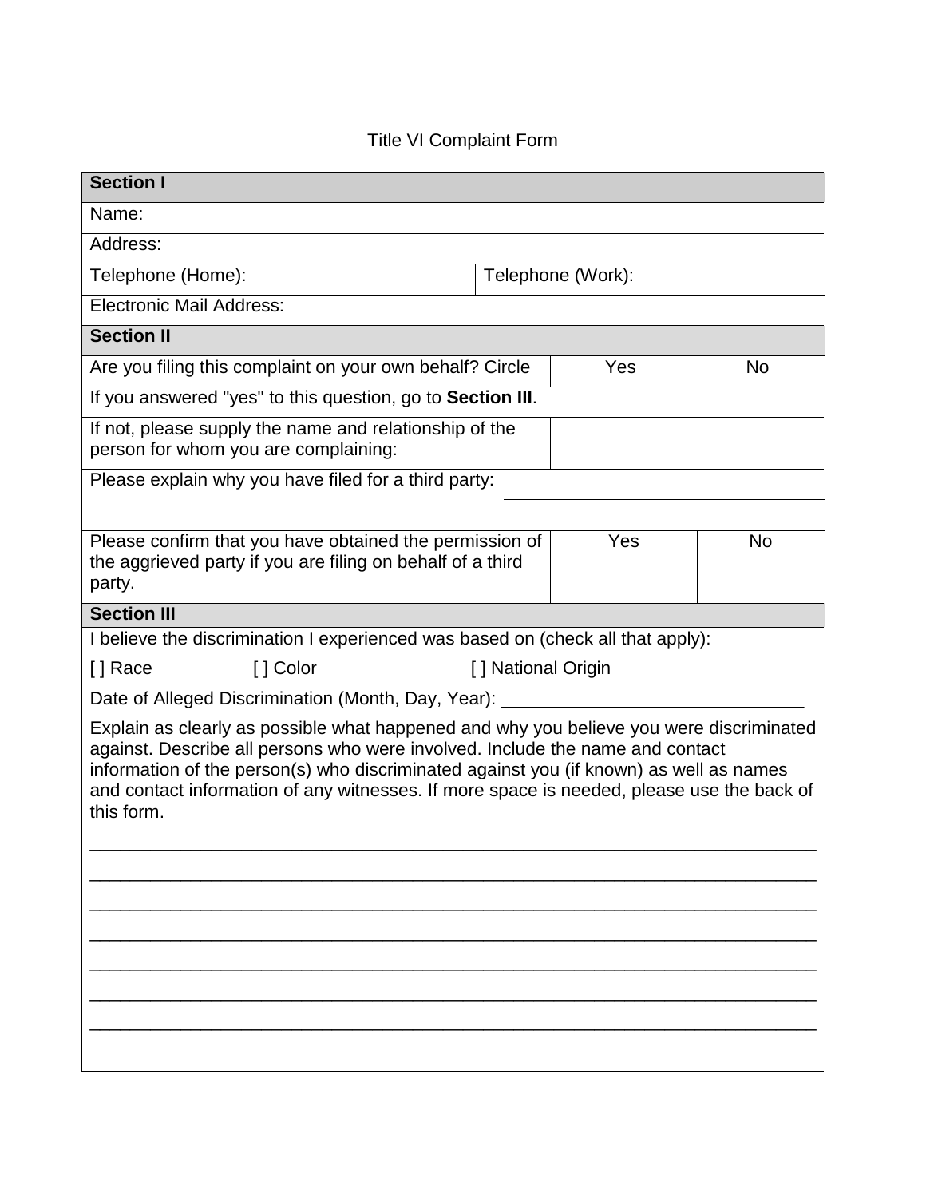# Title VI Complaint Form

| **Section I** | | |
|---|---|---|
| Name: | | |
| Address: | | |
| Telephone (Home): | Telephone (Work): | |
| Electronic Mail Address: | | |
| **Section II** | | |
| Are you filing this complaint on your own behalf? Circle | Yes | No |
| If you answered "yes" to this question, go to **Section III**. | | |
| If not, please supply the name and relationship of the person for whom you are complaining: | | |
| Please explain why you have filed for a third party: | | |
| Please confirm that you have obtained the permission of the aggrieved party if you are filing on behalf of a third party. | Yes | No |
| **Section III** | | |

I believe the discrimination I experienced was based on (check all that apply):

[ ] Race [ ] Color [ ] National Origin

Date of Alleged Discrimination (Month, Day, Year): ______________________________

Explain as clearly as possible what happened and why you believe you were discriminated against. Describe all persons who were involved. Include the name and contact information of the person(s) who discriminated against you (if known) as well as names and contact information of any witnesses. If more space is needed, please use the back of this form.

___________________________________________________________________________

___________________________________________________________________________

___________________________________________________________________________

___________________________________________________________________________

___________________________________________________________________________

___________________________________________________________________________

___________________________________________________________________________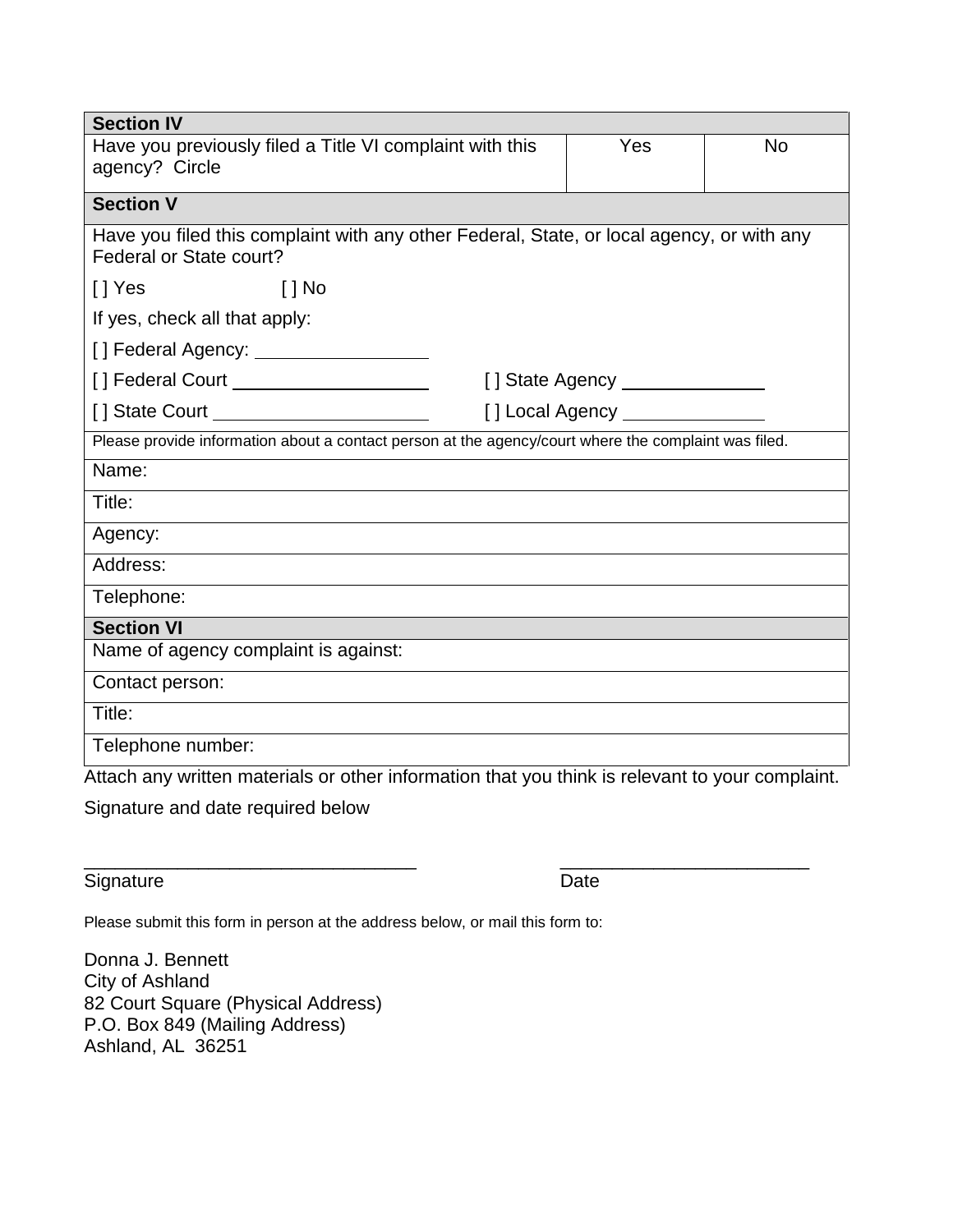| Section IV | | |
|---|---|---|
| Have you previously filed a Title VI complaint with this agency? Circle | Yes | No |

| Section V |
|---|
| Have you filed this complaint with any other Federal, State, or local agency, or with any Federal or State court? |
| [ ] Yes [ ] No |
| If yes, check all that apply: |
| [ ] Federal Agency: ________________ |
| [ ] Federal Court ________________ [ ] State Agency ____________ |
| [ ] State Court ________________ [ ] Local Agency ____________ |
| Please provide information about a contact person at the agency/court where the complaint was filed. |
| Name: |
| Title: |
| Agency: |
| Address: |
| Telephone: |

| Section VI |
|---|
| Name of agency complaint is against: |
| Contact person: |
| Title: |
| Telephone number: |

Attach any written materials or other information that you think is relevant to your complaint.

Signature and date required below

_______________________________ ________________________

Signature Date

Please submit this form in person at the address below, or mail this form to:

Donna J. Bennett
City of Ashland
82 Court Square (Physical Address)
P.O. Box 849 (Mailing Address)
Ashland, AL 36251